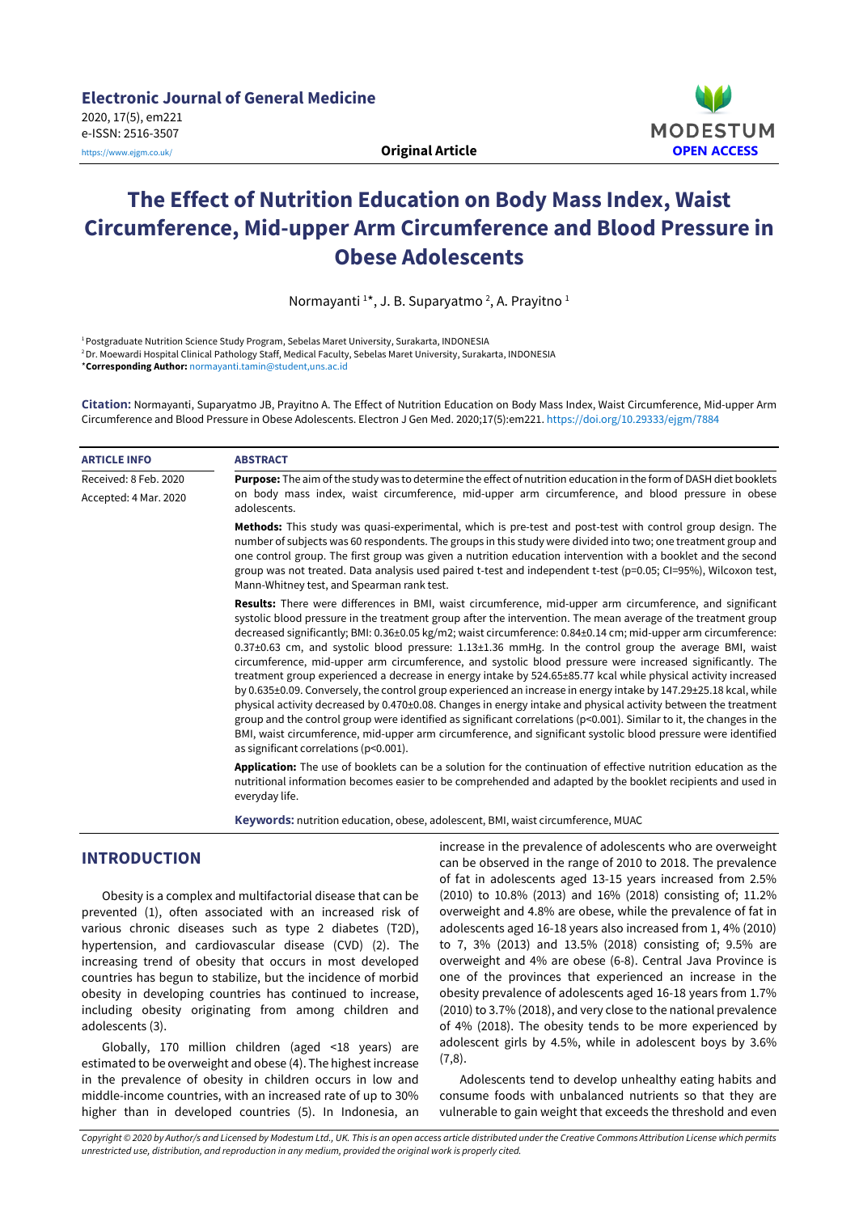Electronic Journal of General Medicine

2020, 17(5), em221

e-ISSN: 2516-3507

https://www.ejgm.co.uk/

**Original Article**

MODESTUM

OPEN ACCESS

# The Effect of Nutrition Education on Body Mass Index, Waist Circumference, Mid-upper Arm Circumference and Blood Pressure in Obese Adolescents

Normayanti [1*], J. B. Suparyatmo [2], A. Prayitno [1]

[1] Postgraduate Nutrition Science Study Program, Sebelas Maret University, Surakarta, INDONESIA

[2] Dr. Moewardi Hospital Clinical Pathology Staff, Medical Faculty, Sebelas Maret University, Surakarta, INDONESIA

*Corresponding Author: normayanti.tamin@student,uns.ac.id

**Citation:** Normayanti, Suparyatmo JB, Prayitno A. The Effect of Nutrition Education on Body Mass Index, Waist Circumference, Mid-upper Arm Circumference and Blood Pressure in Obese Adolescents. Electron J Gen Med. 2020;17(5):em221. https://doi.org/10.29333/ejgm/7884

**ARTICLE INFO**

Received: 8 Feb. 2020

Accepted: 4 Mar. 2020

**ABSTRACT**

**Purpose:** The aim of the study was to determine the effect of nutrition education in the form of DASH diet booklets on body mass index, waist circumference, mid-upper arm circumference, and blood pressure in obese adolescents.

**Methods:** This study was quasi-experimental, which is pre-test and post-test with control group design. The number of subjects was 60 respondents. The groups in this study were divided into two; one treatment group and one control group. The first group was given a nutrition education intervention with a booklet and the second group was not treated. Data analysis used paired t-test and independent t-test (p=0.05; CI=95%), Wilcoxon test, Mann-Whitney test, and Spearman rank test.

**Results:** There were differences in BMI, waist circumference, mid-upper arm circumference, and significant systolic blood pressure in the treatment group after the intervention. The mean average of the treatment group decreased significantly; BMI: 0.36±0.05 kg/m2; waist circumference: 0.84±0.14 cm; mid-upper arm circumference: 0.37±0.63 cm, and systolic blood pressure: 1.13±1.36 mmHg. In the control group the average BMI, waist circumference, mid-upper arm circumference, and systolic blood pressure were increased significantly. The treatment group experienced a decrease in energy intake by 524.65±85.77 kcal while physical activity increased by 0.635±0.09. Conversely, the control group experienced an increase in energy intake by 147.29±25.18 kcal, while physical activity decreased by 0.470±0.08. Changes in energy intake and physical activity between the treatment group and the control group were identified as significant correlations (p<0.001). Similar to it, the changes in the BMI, waist circumference, mid-upper arm circumference, and significant systolic blood pressure were identified as significant correlations (p<0.001).

**Application:** The use of booklets can be a solution for the continuation of effective nutrition education as the nutritional information becomes easier to be comprehended and adapted by the booklet recipients and used in everyday life.

**Keywords:** nutrition education, obese, adolescent, BMI, waist circumference, MUAC

## INTRODUCTION

Obesity is a complex and multifactorial disease that can be prevented (1), often associated with an increased risk of various chronic diseases such as type 2 diabetes (T2D), hypertension, and cardiovascular disease (CVD) (2). The increasing trend of obesity that occurs in most developed countries has begun to stabilize, but the incidence of morbid obesity in developing countries has continued to increase, including obesity originating from among children and adolescents (3).

Globally, 170 million children (aged <18 years) are estimated to be overweight and obese (4). The highest increase in the prevalence of obesity in children occurs in low and middle-income countries, with an increased rate of up to 30% higher than in developed countries (5). In Indonesia, an increase in the prevalence of adolescents who are overweight can be observed in the range of 2010 to 2018. The prevalence of fat in adolescents aged 13-15 years increased from 2.5% (2010) to 10.8% (2013) and 16% (2018) consisting of; 11.2% overweight and 4.8% are obese, while the prevalence of fat in adolescents aged 16-18 years also increased from 1, 4% (2010) to 7, 3% (2013) and 13.5% (2018) consisting of; 9.5% are overweight and 4% are obese (6-8). Central Java Province is one of the provinces that experienced an increase in the obesity prevalence of adolescents aged 16-18 years from 1.7% (2010) to 3.7% (2018), and very close to the national prevalence of 4% (2018). The obesity tends to be more experienced by adolescent girls by 4.5%, while in adolescent boys by 3.6% (7,8).

Adolescents tend to develop unhealthy eating habits and consume foods with unbalanced nutrients so that they are vulnerable to gain weight that exceeds the threshold and even

*Copyright © 2020 by Author/s and Licensed by Modestum Ltd., UK. This is an open access article distributed under the Creative Commons Attribution License which permits unrestricted use, distribution, and reproduction in any medium, provided the original work is properly cited.*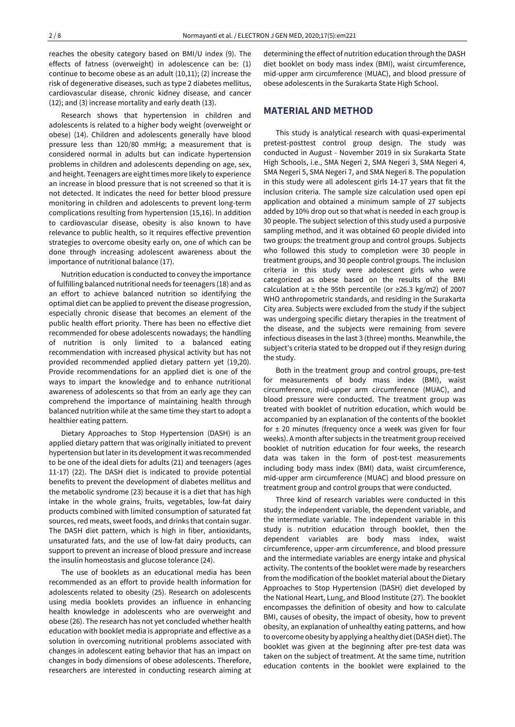reaches the obesity category based on BMI/U index (9). The effects of fatness (overweight) in adolescence can be: (1) continue to become obese as an adult (10,11); (2) increase the risk of degenerative diseases, such as type 2 diabetes mellitus, cardiovascular disease, chronic kidney disease, and cancer (12); and (3) increase mortality and early death (13).

Research shows that hypertension in children and adolescents is related to a higher body weight (overweight or obese) (14). Children and adolescents generally have blood pressure less than 120/80 mmHg; a measurement that is considered normal in adults but can indicate hypertension problems in children and adolescents depending on age, sex, and height. Teenagers are eight times more likely to experience an increase in blood pressure that is not screened so that it is not detected. It indicates the need for better blood pressure monitoring in children and adolescents to prevent long-term complications resulting from hypertension (15,16). In addition to cardiovascular disease, obesity is also known to have relevance to public health, so it requires effective prevention strategies to overcome obesity early on, one of which can be done through increasing adolescent awareness about the importance of nutritional balance (17).

Nutrition education is conducted to convey the importance of fulfilling balanced nutritional needs for teenagers (18) and as an effort to achieve balanced nutrition so identifying the optimal diet can be applied to prevent the disease progression, especially chronic disease that becomes an element of the public health effort priority. There has been no effective diet recommended for obese adolescents nowadays; the handling of nutrition is only limited to a balanced eating recommendation with increased physical activity but has not provided recommended applied dietary pattern yet (19,20). Provide recommendations for an applied diet is one of the ways to impart the knowledge and to enhance nutritional awareness of adolescents so that from an early age they can comprehend the importance of maintaining health through balanced nutrition while at the same time they start to adopt a healthier eating pattern.

Dietary Approaches to Stop Hypertension (DASH) is an applied dietary pattern that was originally initiated to prevent hypertension but later in its development it was recommended to be one of the ideal diets for adults (21) and teenagers (ages 11-17) (22). The DASH diet is indicated to provide potential benefits to prevent the development of diabetes mellitus and the metabolic syndrome (23) because it is a diet that has high intake in the whole grains, fruits, vegetables, low-fat dairy products combined with limited consumption of saturated fat sources, red meats, sweet foods, and drinks that contain sugar. The DASH diet pattern, which is high in fiber, antioxidants, unsaturated fats, and the use of low-fat dairy products, can support to prevent an increase of blood pressure and increase the insulin homeostasis and glucose tolerance (24).

The use of booklets as an educational media has been recommended as an effort to provide health information for adolescents related to obesity (25). Research on adolescents using media booklets provides an influence in enhancing health knowledge in adolescents who are overweight and obese (26). The research has not yet concluded whether health education with booklet media is appropriate and effective as a solution in overcoming nutritional problems associated with changes in adolescent eating behavior that has an impact on changes in body dimensions of obese adolescents. Therefore, researchers are interested in conducting research aiming at determining the effect of nutrition education through the DASH diet booklet on body mass index (BMI), waist circumference, mid-upper arm circumference (MUAC), and blood pressure of obese adolescents in the Surakarta State High School.

## MATERIAL AND METHOD

This study is analytical research with quasi-experimental pretest-posttest control group design. The study was conducted in August - November 2019 in six Surakarta State High Schools, i.e., SMA Negeri 2, SMA Negeri 3, SMA Negeri 4, SMA Negeri 5, SMA Negeri 7, and SMA Negeri 8. The population in this study were all adolescent girls 14-17 years that fit the inclusion criteria. The sample size calculation used open epi application and obtained a minimum sample of 27 subjects added by 10% drop out so that what is needed in each group is 30 people. The subject selection of this study used a purposive sampling method, and it was obtained 60 people divided into two groups: the treatment group and control groups. Subjects who followed this study to completion were 30 people in treatment groups, and 30 people control groups. The inclusion criteria in this study were adolescent girls who were categorized as obese based on the results of the BMI calculation at ≥ the 95th percentile (or ≥26.3 kg/m2) of 2007 WHO anthropometric standards, and residing in the Surakarta City area. Subjects were excluded from the study if the subject was undergoing specific dietary therapies in the treatment of the disease, and the subjects were remaining from severe infectious diseases in the last 3 (three) months. Meanwhile, the subject's criteria stated to be dropped out if they resign during the study.

Both in the treatment group and control groups, pre-test for measurements of body mass index (BMI), waist circumference, mid-upper arm circumference (MUAC), and blood pressure were conducted. The treatment group was treated with booklet of nutrition education, which would be accompanied by an explanation of the contents of the booklet for ± 20 minutes (frequency once a week was given for four weeks). A month after subjects in the treatment group received booklet of nutrition education for four weeks, the research data was taken in the form of post-test measurements including body mass index (BMI) data, waist circumference, mid-upper arm circumference (MUAC) and blood pressure on treatment group and control groups that were conducted.

Three kind of research variables were conducted in this study; the independent variable, the dependent variable, and the intermediate variable. The independent variable in this study is nutrition education through booklet, then the dependent variables are body mass index, waist circumference, upper-arm circumference, and blood pressure and the intermediate variables are energy intake and physical activity. The contents of the booklet were made by researchers from the modification of the booklet material about the Dietary Approaches to Stop Hypertension (DASH) diet developed by the National Heart, Lung, and Blood Institute (27). The booklet encompasses the definition of obesity and how to calculate BMI, causes of obesity, the impact of obesity, how to prevent obesity, an explanation of unhealthy eating patterns, and how to overcome obesity by applying a healthy diet (DASH diet). The booklet was given at the beginning after pre-test data was taken on the subject of treatment. At the same time, nutrition education contents in the booklet were explained to the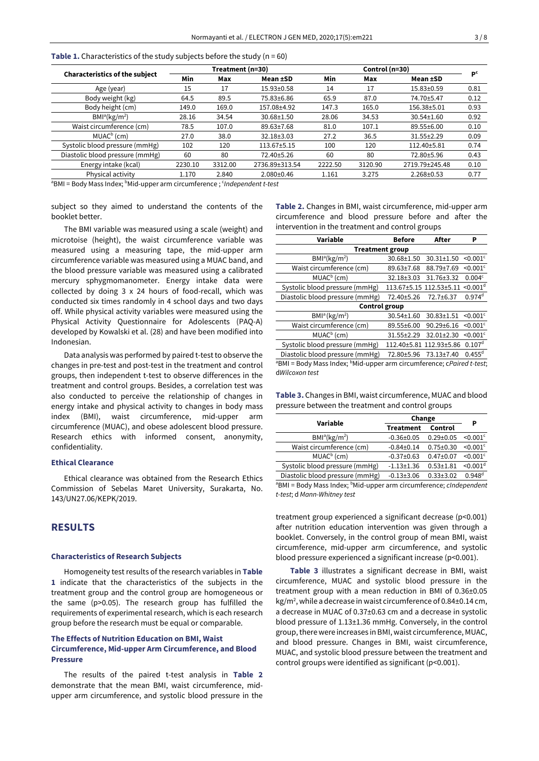**Table 1.** Characteristics of the study subjects before the study (n = 60)

| Characteristics of the subject | Treatment (n=30) | | | Control (n=30) | | | P[c] |
|---|---|---|---|---|---|---|---|
| | Min | Max | Mean ±SD | Min | Max | Mean ±SD | |
| Age (year) | 15 | 17 | 15.93±0.58 | 14 | 17 | 15.83±0.59 | 0.81 |
| Body weight (kg) | 64.5 | 89.5 | 75.83±6.86 | 65.9 | 87.0 | 74.70±5.47 | 0.12 |
| Body height (cm) | 149.0 | 169.0 | 157.08±4.92 | 147.3 | 165.0 | 156.38±5.01 | 0.93 |
| BMI[a]($kg/m^2$) | 28.16 | 34.54 | 30.68±1.50 | 28.06 | 34.53 | 30.54±1.60 | 0.92 |
| Waist circumference (cm) | 78.5 | 107.0 | 89.63±7.68 | 81.0 | 107.1 | 89.55±6.00 | 0.10 |
| MUAC[b] (cm) | 27.0 | 38.0 | 32.18±3.03 | 27.2 | 36.5 | 31.55±2.29 | 0.09 |
| Systolic blood pressure (mmHg) | 102 | 120 | 113.67±5.15 | 100 | 120 | 112.40±5.81 | 0.74 |
| Diastolic blood pressure (mmHg) | 60 | 80 | 72.40±5.26 | 60 | 80 | 72.80±5.96 | 0.43 |
| Energy intake (kcal) | 2230.10 | 3312.00 | 2736.89±313.54 | 2222.50 | 3120.90 | 2719.79±245.48 | 0.10 |
| Physical activity | 1.170 | 2.840 | 2.080±0.46 | 1.161 | 3.275 | 2.268±0.53 | 0.77 |

[a]BMI = Body Mass Index; [b]Mid-upper arm circumference ; [c]*Independent t-test*

subject so they aimed to understand the contents of the booklet better.

The BMI variable was measured using a scale (weight) and microtoise (height), the waist circumference variable was measured using a measuring tape, the mid-upper arm circumference variable was measured using a MUAC band, and the blood pressure variable was measured using a calibrated mercury sphygmomanometer. Energy intake data were collected by doing 3 x 24 hours of food-recall, which was conducted six times randomly in 4 school days and two days off. While physical activity variables were measured using the Physical Activity Questionnaire for Adolescents (PAQ-A) developed by Kowalski et al. (28) and have been modified into Indonesian.

Data analysis was performed by paired t-test to observe the changes in pre-test and post-test in the treatment and control groups, then independent t-test to observe differences in the treatment and control groups. Besides, a correlation test was also conducted to perceive the relationship of changes in energy intake and physical activity to changes in body mass index (BMI), waist circumference, mid-upper arm circumference (MUAC), and obese adolescent blood pressure. Research ethics with informed consent, anonymity, confidentiality.

### Ethical Clearance

Ethical clearance was obtained from the Research Ethics Commission of Sebelas Maret University, Surakarta, No. 143/UN27.06/KEPK/2019.

## RESULTS

### Characteristics of Research Subjects

Homogeneity test results of the research variables in **Table 1** indicate that the characteristics of the subjects in the treatment group and the control group are homogeneous or the same (p>0.05). The research group has fulfilled the requirements of experimental research, which is each research group before the research must be equal or comparable.

### The Effects of Nutrition Education on BMI, Waist Circumference, Mid-upper Arm Circumference, and Blood Pressure

The results of the paired t-test analysis in **Table 2** demonstrate that the mean BMI, waist circumference, mid-upper arm circumference, and systolic blood pressure in the treatment group experienced a significant decrease (p<0.001) after nutrition education intervention was given through a booklet. Conversely, in the control group of mean BMI, waist circumference, mid-upper arm circumference, and systolic blood pressure experienced a significant increase (p<0.001).

**Table 2.** Changes in BMI, waist circumference, mid-upper arm circumference and blood pressure before and after the intervention in the treatment and control groups

| Variable | Before | After | P |
|---|---|---|---|
| **Treatment group** | | | |
| BMI[a]($kg/m^2$) | 30.68±1.50 | 30.31±1.50 | <0.001[c] |
| Waist circumference (cm) | 89.63±7.68 | 88.79±7.69 | <0.001[c] |
| MUAC[b] (cm) | 32.18±3.03 | 31.76±3.32 | 0.004[c] |
| Systolic blood pressure (mmHg) | 113.67±5.15 | 112.53±5.11 | <0.001[d] |
| Diastolic blood pressure (mmHg) | 72.40±5.26 | 72.7±6.37 | 0.974[d] |
| **Control group** | | | |
| BMI[a]($kg/m^2$) | 30.54±1.60 | 30.83±1.51 | <0.001[c] |
| Waist circumference (cm) | 89.55±6.00 | 90.29±6.16 | <0.001[c] |
| MUAC[b] (cm) | 31.55±2.29 | 32.01±2.30 | <0.001[c] |
| Systolic blood pressure (mmHg) | 112.40±5.81 | 112.93±5.86 | 0.107[d] |
| Diastolic blood pressure (mmHg) | 72.80±5.96 | 73.13±7.40 | 0.455[d] |

[a]BMI = Body Mass Index; [b]Mid-upper arm circumference; c*Paired t-test*; d*Wilcoxon test*

**Table 3.** Changes in BMI, waist circumference, MUAC and blood pressure between the treatment and control groups

| Variable | Change | | P |
|---|---|---|---|
| | Treatment | Control | |
| BMI[a]($kg/m^2$) | -0.36±0.05 | 0.29±0.05 | <0.001[c] |
| Waist circumference (cm) | -0.84±0.14 | 0.75±0.30 | <0.001[c] |
| MUAC[b] (cm) | -0.37±0.63 | 0.47±0.07 | <0.001[c] |
| Systolic blood pressure (mmHg) | -1.13±1.36 | 0.53±1.81 | <0.001[d] |
| Diastolic blood pressure (mmHg) | -0.13±3.06 | 0.33±3.02 | 0.948[d] |

[a]BMI = Body Mass Index; [b]Mid-upper arm circumference; c*Independent t-test*; d *Mann-Whitney test*

**Table 3** illustrates a significant decrease in BMI, waist circumference, MUAC and systolic blood pressure in the treatment group with a mean reduction in BMI of 0.36±0.05 $kg/m^2$, while a decrease in waist circumference of 0.84±0.14 cm, a decrease in MUAC of 0.37±0.63 cm and a decrease in systolic blood pressure of 1.13±1.36 mmHg. Conversely, in the control group, there were increases in BMI, waist circumference, MUAC, and blood pressure. Changes in BMI, waist circumference, MUAC, and systolic blood pressure between the treatment and control groups were identified as significant (p<0.001).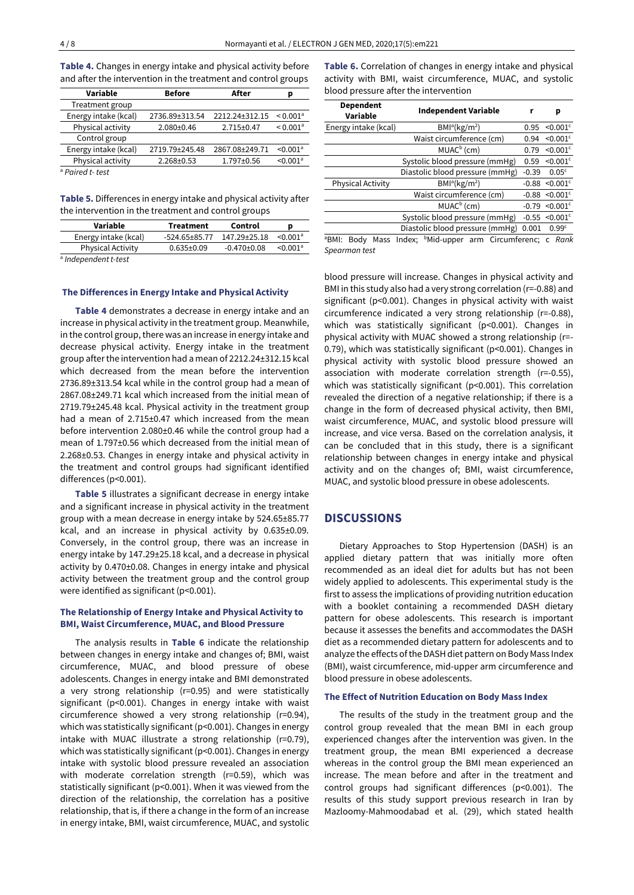**Table 4.** Changes in energy intake and physical activity before and after the intervention in the treatment and control groups

| Variable | Before | After | p |
|---|---|---|---|
| Treatment group | | | |
| Energy intake (kcal) | 2736.89±313.54 | 2212.24±312.15 | < 0.001[a] |
| Physical activity | 2.080±0.46 | 2.715±0.47 | < 0.001[a] |
| Control group | | | |
| Energy intake (kcal) | 2719.79±245.48 | 2867.08±249.71 | <0.001[a] |
| Physical activity | 2.268±0.53 | 1.797±0.56 | <0.001[a] |

[a] *Paired t- test*

**Table 5.** Differences in energy intake and physical activity after the intervention in the treatment and control groups

| Variable | Treatment | Control | p |
|---|---|---|---|
| Energy intake (kcal) | -524.65±85.77 | 147.29±25.18 | <0.001[a] |
| Physical Activity | 0.635±0.09 | -0.470±0.08 | <0.001[a] |

[a] *Independent t-test*

### The Differences in Energy Intake and Physical Activity

**Table 4** demonstrates a decrease in energy intake and an increase in physical activity in the treatment group. Meanwhile, in the control group, there was an increase in energy intake and decrease physical activity. Energy intake in the treatment group after the intervention had a mean of 2212.24±312.15 kcal which decreased from the mean before the intervention 2736.89±313.54 kcal while in the control group had a mean of 2867.08±249.71 kcal which increased from the initial mean of 2719.79±245.48 kcal. Physical activity in the treatment group had a mean of 2.715±0.47 which increased from the mean before intervention 2.080±0.46 while the control group had a mean of 1.797±0.56 which decreased from the initial mean of 2.268±0.53. Changes in energy intake and physical activity in the treatment and control groups had significant identified differences (p<0.001).

**Table 5** illustrates a significant decrease in energy intake and a significant increase in physical activity in the treatment group with a mean decrease in energy intake by 524.65±85.77 kcal, and an increase in physical activity by 0.635±0.09. Conversely, in the control group, there was an increase in energy intake by 147.29±25.18 kcal, and a decrease in physical activity by 0.470±0.08. Changes in energy intake and physical activity between the treatment group and the control group were identified as significant (p<0.001).

### The Relationship of Energy Intake and Physical Activity to BMI, Waist Circumference, MUAC, and Blood Pressure

The analysis results in **Table 6** indicate the relationship between changes in energy intake and changes of; BMI, waist circumference, MUAC, and blood pressure of obese adolescents. Changes in energy intake and BMI demonstrated a very strong relationship (r=0.95) and were statistically significant (p<0.001). Changes in energy intake with waist circumference showed a very strong relationship (r=0.94), which was statistically significant (p<0.001). Changes in energy intake with MUAC illustrate a strong relationship (r=0.79), which was statistically significant (p<0.001). Changes in energy intake with systolic blood pressure revealed an association with moderate correlation strength (r=0.59), which was statistically significant (p<0.001). When it was viewed from the direction of the relationship, the correlation has a positive relationship, that is, if there a change in the form of an increase in energy intake, BMI, waist circumference, MUAC, and systolic

**Table 6.** Correlation of changes in energy intake and physical activity with BMI, waist circumference, MUAC, and systolic blood pressure after the intervention

| Dependent Variable | Independent Variable | r | p |
|---|---|---|---|
| Energy intake (kcal) | BMI[a] ($kg/m^2$) | 0.95 | <0.001[c] |
| | Waist circumference (cm) | 0.94 | <0.001[c] |
| | MUAC[b] (cm) | 0.79 | <0.001[c] |
| | Systolic blood pressure (mmHg) | 0.59 | <0.001[c] |
| | Diastolic blood pressure (mmHg) | -0.39 | 0.05[c] |
| Physical Activity | BMI[a] ($kg/m^2$) | -0.88 | <0.001[c] |
| | Waist circumference (cm) | -0.88 | <0.001[c] |
| | MUAC[b] (cm) | -0.79 | <0.001[c] |
| | Systolic blood pressure (mmHg) | -0.55 | <0.001[c] |
| | Diastolic blood pressure (mmHg) | 0.001 | 0.99[c] |

[a]BMI: Body Mass Index; [b]Mid-upper arm Circumferenc; c *Rank Spearman test*

blood pressure will increase. Changes in physical activity and BMI in this study also had a very strong correlation (r=-0.88) and significant (p<0.001). Changes in physical activity with waist circumference indicated a very strong relationship (r=-0.88), which was statistically significant (p<0.001). Changes in physical activity with MUAC showed a strong relationship (r=-0.79), which was statistically significant (p<0.001). Changes in physical activity with systolic blood pressure showed an association with moderate correlation strength (r=-0.55), which was statistically significant (p<0.001). This correlation revealed the direction of a negative relationship; if there is a change in the form of decreased physical activity, then BMI, waist circumference, MUAC, and systolic blood pressure will increase, and vice versa. Based on the correlation analysis, it can be concluded that in this study, there is a significant relationship between changes in energy intake and physical activity and on the changes of; BMI, waist circumference, MUAC, and systolic blood pressure in obese adolescents.

## DISCUSSIONS

Dietary Approaches to Stop Hypertension (DASH) is an applied dietary pattern that was initially more often recommended as an ideal diet for adults but has not been widely applied to adolescents. This experimental study is the first to assess the implications of providing nutrition education with a booklet containing a recommended DASH dietary pattern for obese adolescents. This research is important because it assesses the benefits and accommodates the DASH diet as a recommended dietary pattern for adolescents and to analyze the effects of the DASH diet pattern on Body Mass Index (BMI), waist circumference, mid-upper arm circumference and blood pressure in obese adolescents.

### The Effect of Nutrition Education on Body Mass Index

The results of the study in the treatment group and the control group revealed that the mean BMI in each group experienced changes after the intervention was given. In the treatment group, the mean BMI experienced a decrease whereas in the control group the BMI mean experienced an increase. The mean before and after in the treatment and control groups had significant differences (p<0.001). The results of this study support previous research in Iran by Mazloomy-Mahmoodabad et al. (29), which stated health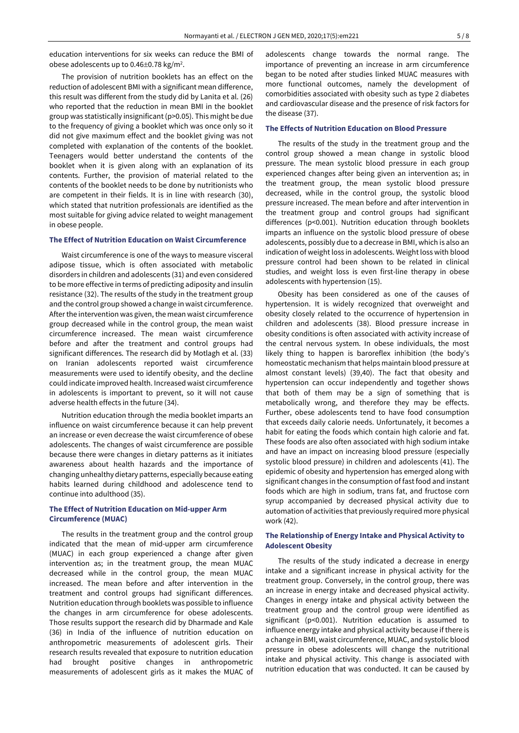education interventions for six weeks can reduce the BMI of obese adolescents up to 0.46±0.78 kg/m$^2$.

The provision of nutrition booklets has an effect on the reduction of adolescent BMI with a significant mean difference, this result was different from the study did by Lanita et al. (26) who reported that the reduction in mean BMI in the booklet group was statistically insignificant ($p>0.05$). This might be due to the frequency of giving a booklet which was once only so it did not give maximum effect and the booklet giving was not completed with explanation of the contents of the booklet. Teenagers would better understand the contents of the booklet when it is given along with an explanation of its contents. Further, the provision of material related to the contents of the booklet needs to be done by nutritionists who are competent in their fields. It is in line with research (30), which stated that nutrition professionals are identified as the most suitable for giving advice related to weight management in obese people.

### The Effect of Nutrition Education on Waist Circumference

Waist circumference is one of the ways to measure visceral adipose tissue, which is often associated with metabolic disorders in children and adolescents (31) and even considered to be more effective in terms of predicting adiposity and insulin resistance (32). The results of the study in the treatment group and the control group showed a change in waist circumference. After the intervention was given, the mean waist circumference group decreased while in the control group, the mean waist circumference increased. The mean waist circumference before and after the treatment and control groups had significant differences. The research did by Motlagh et al. (33) on Iranian adolescents reported waist circumference measurements were used to identify obesity, and the decline could indicate improved health. Increased waist circumference in adolescents is important to prevent, so it will not cause adverse health effects in the future (34).

Nutrition education through the media booklet imparts an influence on waist circumference because it can help prevent an increase or even decrease the waist circumference of obese adolescents. The changes of waist circumference are possible because there were changes in dietary patterns as it initiates awareness about health hazards and the importance of changing unhealthy dietary patterns, especially because eating habits learned during childhood and adolescence tend to continue into adulthood (35).

### The Effect of Nutrition Education on Mid-upper Arm Circumference (MUAC)

The results in the treatment group and the control group indicated that the mean of mid-upper arm circumference (MUAC) in each group experienced a change after given intervention as; in the treatment group, the mean MUAC decreased while in the control group, the mean MUAC increased. The mean before and after intervention in the treatment and control groups had significant differences. Nutrition education through booklets was possible to influence the changes in arm circumference for obese adolescents. Those results support the research did by Dharmade and Kale (36) in India of the influence of nutrition education on anthropometric measurements of adolescent girls. Their research results revealed that exposure to nutrition education had brought positive changes in anthropometric measurements of adolescent girls as it makes the MUAC of adolescents change towards the normal range. The importance of preventing an increase in arm circumference began to be noted after studies linked MUAC measures with more functional outcomes, namely the development of comorbidities associated with obesity such as type 2 diabetes and cardiovascular disease and the presence of risk factors for the disease (37).

### The Effects of Nutrition Education on Blood Pressure

The results of the study in the treatment group and the control group showed a mean change in systolic blood pressure. The mean systolic blood pressure in each group experienced changes after being given an intervention as; in the treatment group, the mean systolic blood pressure decreased, while in the control group, the systolic blood pressure increased. The mean before and after intervention in the treatment group and control groups had significant differences ($p<0.001$). Nutrition education through booklets imparts an influence on the systolic blood pressure of obese adolescents, possibly due to a decrease in BMI, which is also an indication of weight loss in adolescents. Weight loss with blood pressure control had been shown to be related in clinical studies, and weight loss is even first-line therapy in obese adolescents with hypertension (15).

Obesity has been considered as one of the causes of hypertension. It is widely recognized that overweight and obesity closely related to the occurrence of hypertension in children and adolescents (38). Blood pressure increase in obesity conditions is often associated with activity increase of the central nervous system. In obese individuals, the most likely thing to happen is baroreflex inhibition (the body's homeostatic mechanism that helps maintain blood pressure at almost constant levels) (39,40). The fact that obesity and hypertension can occur independently and together shows that both of them may be a sign of something that is metabolically wrong, and therefore they may be effects. Further, obese adolescents tend to have food consumption that exceeds daily calorie needs. Unfortunately, it becomes a habit for eating the foods which contain high calorie and fat. These foods are also often associated with high sodium intake and have an impact on increasing blood pressure (especially systolic blood pressure) in children and adolescents (41). The epidemic of obesity and hypertension has emerged along with significant changes in the consumption of fast food and instant foods which are high in sodium, trans fat, and fructose corn syrup accompanied by decreased physical activity due to automation of activities that previously required more physical work (42).

### The Relationship of Energy Intake and Physical Activity to Adolescent Obesity

The results of the study indicated a decrease in energy intake and a significant increase in physical activity for the treatment group. Conversely, in the control group, there was an increase in energy intake and decreased physical activity. Changes in energy intake and physical activity between the treatment group and the control group were identified as significant ($p<0.001$). Nutrition education is assumed to influence energy intake and physical activity because if there is a change in BMI, waist circumference, MUAC, and systolic blood pressure in obese adolescents will change the nutritional intake and physical activity. This change is associated with nutrition education that was conducted. It can be caused by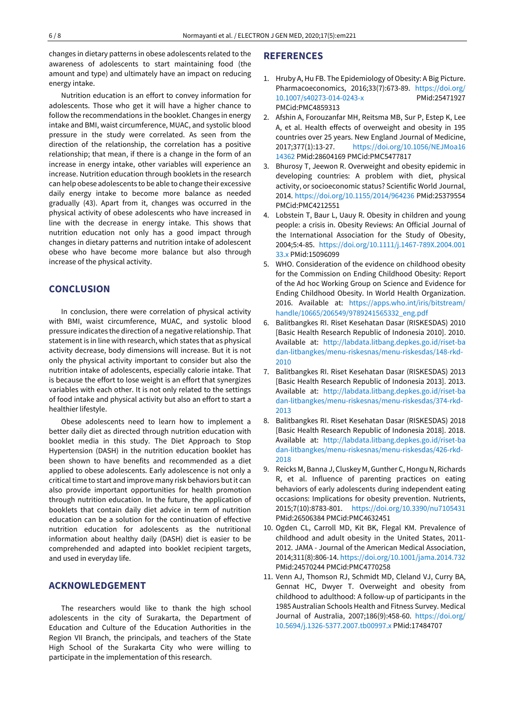changes in dietary patterns in obese adolescents related to the awareness of adolescents to start maintaining food (the amount and type) and ultimately have an impact on reducing energy intake.

Nutrition education is an effort to convey information for adolescents. Those who get it will have a higher chance to follow the recommendations in the booklet. Changes in energy intake and BMI, waist circumference, MUAC, and systolic blood pressure in the study were correlated. As seen from the direction of the relationship, the correlation has a positive relationship; that mean, if there is a change in the form of an increase in energy intake, other variables will experience an increase. Nutrition education through booklets in the research can help obese adolescents to be able to change their excessive daily energy intake to become more balance as needed gradually (43). Apart from it, changes was occurred in the physical activity of obese adolescents who have increased in line with the decrease in energy intake. This shows that nutrition education not only has a good impact through changes in dietary patterns and nutrition intake of adolescent obese who have become more balance but also through increase of the physical activity.

## CONCLUSION

In conclusion, there were correlation of physical activity with BMI, waist circumference, MUAC, and systolic blood pressure indicates the direction of a negative relationship. That statement is in line with research, which states that as physical activity decrease, body dimensions will increase. But it is not only the physical activity important to consider but also the nutrition intake of adolescents, especially calorie intake. That is because the effort to lose weight is an effort that synergizes variables with each other. It is not only related to the settings of food intake and physical activity but also an effort to start a healthier lifestyle.

Obese adolescents need to learn how to implement a better daily diet as directed through nutrition education with booklet media in this study. The Diet Approach to Stop Hypertension (DASH) in the nutrition education booklet has been shown to have benefits and recommended as a diet applied to obese adolescents. Early adolescence is not only a critical time to start and improve many risk behaviors but it can also provide important opportunities for health promotion through nutrition education. In the future, the application of booklets that contain daily diet advice in term of nutrition education can be a solution for the continuation of effective nutrition education for adolescents as the nutritional information about healthy daily (DASH) diet is easier to be comprehended and adapted into booklet recipient targets, and used in everyday life.

## ACKNOWLEDGEMENT

The researchers would like to thank the high school adolescents in the city of Surakarta, the Department of Education and Culture of the Education Authorities in the Region VII Branch, the principals, and teachers of the State High School of the Surakarta City who were willing to participate in the implementation of this research.

## REFERENCES

1. Hruby A, Hu FB. The Epidemiology of Obesity: A Big Picture. Pharmacoeconomics, 2016;33(7):673-89. https://doi.org/10.1007/s40273-014-0243-x PMid:25471927 PMCid:PMC4859313
2. Afshin A, Forouzanfar MH, Reitsma MB, Sur P, Estep K, Lee A, et al. Health effects of overweight and obesity in 195 countries over 25 years. New England Journal of Medicine, 2017;377(1):13-27. https://doi.org/10.1056/NEJMoa1614362 PMid:28604169 PMCid:PMC5477817
3. Bhurosy T, Jeewon R. Overweight and obesity epidemic in developing countries: A problem with diet, physical activity, or socioeconomic status? Scientific World Journal, 2014. https://doi.org/10.1155/2014/964236 PMid:25379554 PMCid:PMC4212551
4. Lobstein T, Baur L, Uauy R. Obesity in children and young people: a crisis in. Obesity Reviews: An Official Journal of the International Association for the Study of Obesity, 2004;5:4-85. https://doi.org/10.1111/j.1467-789X.2004.00133.x PMid:15096099
5. WHO. Consideration of the evidence on childhood obesity for the Commission on Ending Childhood Obesity: Report of the Ad hoc Working Group on Science and Evidence for Ending Childhood Obesity. In World Health Organization. 2016. Available at: https://apps.who.int/iris/bitstream/handle/10665/206549/9789241565332_eng.pdf
6. Balitbangkes RI. Riset Kesehatan Dasar (RISKESDAS) 2010 [Basic Health Research Republic of Indonesia 2010]. 2010. Available at: http://labdata.litbang.depkes.go.id/riset-badan-litbangkes/menu-riskesnas/menu-riskesdas/148-rkd-2010
7. Balitbangkes RI. Riset Kesehatan Dasar (RISKESDAS) 2013 [Basic Health Research Republic of Indonesia 2013]. 2013. Available at: http://labdata.litbang.depkes.go.id/riset-badan-litbangkes/menu-riskesnas/menu-riskesdas/374-rkd-2013
8. Balitbangkes RI. Riset Kesehatan Dasar (RISKESDAS) 2018 [Basic Health Research Republic of Indonesia 2018]. 2018. Available at: http://labdata.litbang.depkes.go.id/riset-badan-litbangkes/menu-riskesnas/menu-riskesdas/426-rkd-2018
9. Reicks M, Banna J, Cluskey M, Gunther C, Hongu N, Richards R, et al. Influence of parenting practices on eating behaviors of early adolescents during independent eating occasions: Implications for obesity prevention. Nutrients, 2015;7(10):8783-801. https://doi.org/10.3390/nu7105431 PMid:26506384 PMCid:PMC4632451
10. Ogden CL, Carroll MD, Kit BK, Flegal KM. Prevalence of childhood and adult obesity in the United States, 2011-2012. JAMA - Journal of the American Medical Association, 2014;311(8):806-14. https://doi.org/10.1001/jama.2014.732 PMid:24570244 PMCid:PMC4770258
11. Venn AJ, Thomson RJ, Schmidt MD, Cleland VJ, Curry BA, Gennat HC, Dwyer T. Overweight and obesity from childhood to adulthood: A follow-up of participants in the 1985 Australian Schools Health and Fitness Survey. Medical Journal of Australia, 2007;186(9):458-60. https://doi.org/10.5694/j.1326-5377.2007.tb00997.x PMid:17484707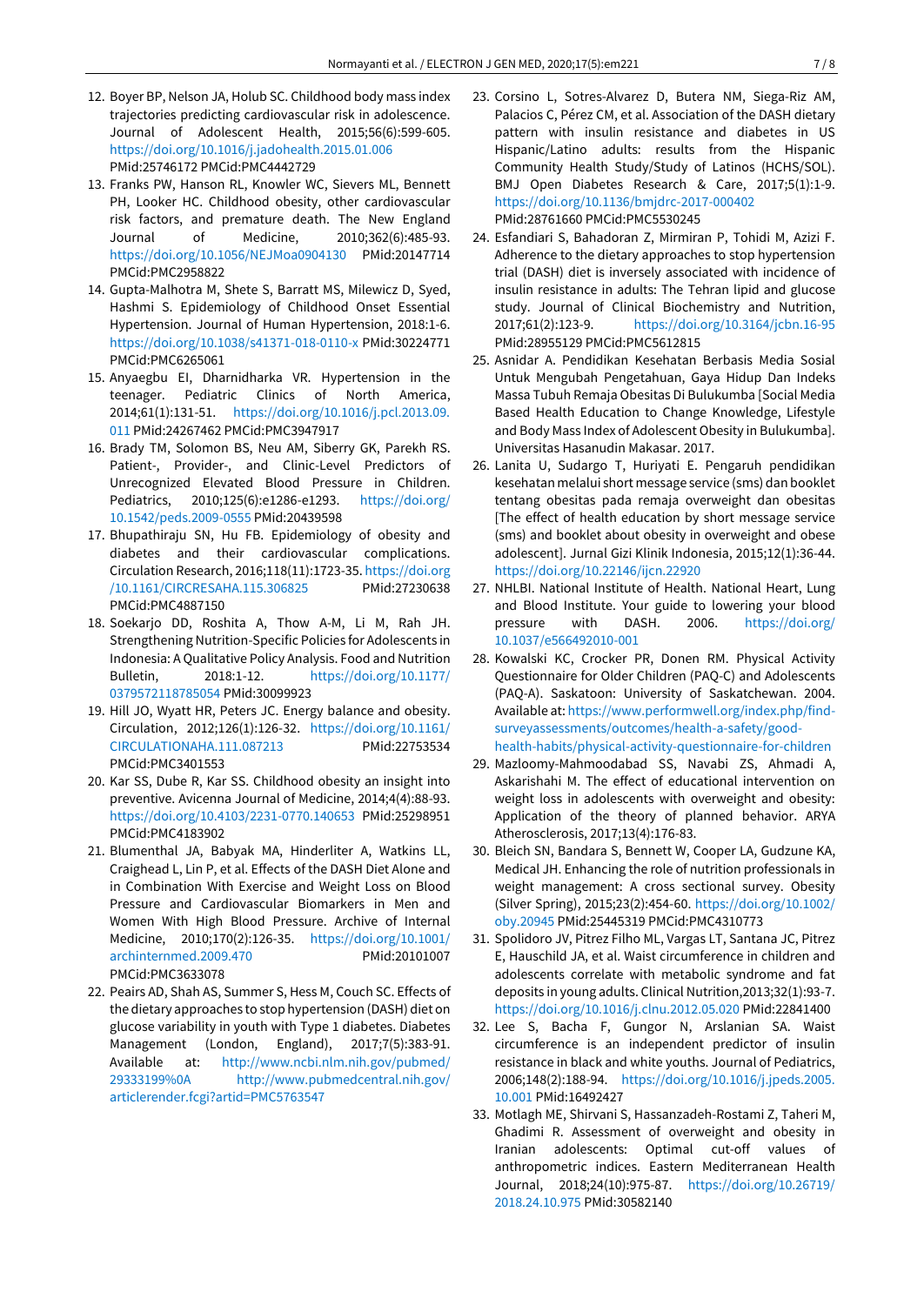12. Boyer BP, Nelson JA, Holub SC. Childhood body mass index trajectories predicting cardiovascular risk in adolescence. Journal of Adolescent Health, 2015;56(6):599-605. https://doi.org/10.1016/j.jadohealth.2015.01.006 PMid:25746172 PMCid:PMC4442729
13. Franks PW, Hanson RL, Knowler WC, Sievers ML, Bennett PH, Looker HC. Childhood obesity, other cardiovascular risk factors, and premature death. The New England Journal of Medicine, 2010;362(6):485-93. https://doi.org/10.1056/NEJMoa0904130 PMid:20147714 PMCid:PMC2958822
14. Gupta-Malhotra M, Shete S, Barratt MS, Milewicz D, Syed, Hashmi S. Epidemiology of Childhood Onset Essential Hypertension. Journal of Human Hypertension, 2018:1-6. https://doi.org/10.1038/s41371-018-0110-x PMid:30224771 PMCid:PMC6265061
15. Anyaegbu EI, Dharnidharka VR. Hypertension in the teenager. Pediatric Clinics of North America, 2014;61(1):131-51. https://doi.org/10.1016/j.pcl.2013.09.011 PMid:24267462 PMCid:PMC3947917
16. Brady TM, Solomon BS, Neu AM, Siberry GK, Parekh RS. Patient-, Provider-, and Clinic-Level Predictors of Unrecognized Elevated Blood Pressure in Children. Pediatrics, 2010;125(6):e1286-e1293. https://doi.org/10.1542/peds.2009-0555 PMid:20439598
17. Bhupathiraju SN, Hu FB. Epidemiology of obesity and diabetes and their cardiovascular complications. Circulation Research, 2016;118(11):1723-35. https://doi.org/10.1161/CIRCRESAHA.115.306825 PMid:27230638 PMCid:PMC4887150
18. Soekarjo DD, Roshita A, Thow A-M, Li M, Rah JH. Strengthening Nutrition-Specific Policies for Adolescents in Indonesia: A Qualitative Policy Analysis. Food and Nutrition Bulletin, 2018:1-12. https://doi.org/10.1177/0379572118785054 PMid:30099923
19. Hill JO, Wyatt HR, Peters JC. Energy balance and obesity. Circulation, 2012;126(1):126-32. https://doi.org/10.1161/CIRCULATIONAHA.111.087213 PMid:22753534 PMCid:PMC3401553
20. Kar SS, Dube R, Kar SS. Childhood obesity an insight into preventive. Avicenna Journal of Medicine, 2014;4(4):88-93. https://doi.org/10.4103/2231-0770.140653 PMid:25298951 PMCid:PMC4183902
21. Blumenthal JA, Babyak MA, Hinderliter A, Watkins LL, Craighead L, Lin P, et al. Effects of the DASH Diet Alone and in Combination With Exercise and Weight Loss on Blood Pressure and Cardiovascular Biomarkers in Men and Women With High Blood Pressure. Archive of Internal Medicine, 2010;170(2):126-35. https://doi.org/10.1001/archinternmed.2009.470 PMid:20101007 PMCid:PMC3633078
22. Peairs AD, Shah AS, Summer S, Hess M, Couch SC. Effects of the dietary approaches to stop hypertension (DASH) diet on glucose variability in youth with Type 1 diabetes. Diabetes Management (London, England), 2017;7(5):383-91. Available at: http://www.ncbi.nlm.nih.gov/pubmed/29333199%0A http://www.pubmedcentral.nih.gov/articlerender.fcgi?artid=PMC5763547
23. Corsino L, Sotres-Alvarez D, Butera NM, Siega-Riz AM, Palacios C, Pérez CM, et al. Association of the DASH dietary pattern with insulin resistance and diabetes in US Hispanic/Latino adults: results from the Hispanic Community Health Study/Study of Latinos (HCHS/SOL). BMJ Open Diabetes Research & Care, 2017;5(1):1-9. https://doi.org/10.1136/bmjdrc-2017-000402 PMid:28761660 PMCid:PMC5530245
24. Esfandiari S, Bahadoran Z, Mirmiran P, Tohidi M, Azizi F. Adherence to the dietary approaches to stop hypertension trial (DASH) diet is inversely associated with incidence of insulin resistance in adults: The Tehran lipid and glucose study. Journal of Clinical Biochemistry and Nutrition, 2017;61(2):123-9. https://doi.org/10.3164/jcbn.16-95 PMid:28955129 PMCid:PMC5612815
25. Asnidar A. Pendidikan Kesehatan Berbasis Media Sosial Untuk Mengubah Pengetahuan, Gaya Hidup Dan Indeks Massa Tubuh Remaja Obesitas Di Bulukumba [Social Media Based Health Education to Change Knowledge, Lifestyle and Body Mass Index of Adolescent Obesity in Bulukumba]. Universitas Hasanudin Makasar. 2017.
26. Lanita U, Sudargo T, Huriyati E. Pengaruh pendidikan kesehatan melalui short message service (sms) dan booklet tentang obesitas pada remaja overweight dan obesitas [The effect of health education by short message service (sms) and booklet about obesity in overweight and obese adolescent]. Jurnal Gizi Klinik Indonesia, 2015;12(1):36-44. https://doi.org/10.22146/ijcn.22920
27. NHLBI. National Institute of Health. National Heart, Lung and Blood Institute. Your guide to lowering your blood pressure with DASH. 2006. https://doi.org/10.1037/e566492010-001
28. Kowalski KC, Crocker PR, Donen RM. Physical Activity Questionnaire for Older Children (PAQ-C) and Adolescents (PAQ-A). Saskatoon: University of Saskatchewan. 2004. Available at: https://www.performwell.org/index.php/find-surveyassessments/outcomes/health-a-safety/good-health-habits/physical-activity-questionnaire-for-children
29. Mazloomy-Mahmoodabad SS, Navabi ZS, Ahmadi A, Askarishahi M. The effect of educational intervention on weight loss in adolescents with overweight and obesity: Application of the theory of planned behavior. ARYA Atherosclerosis, 2017;13(4):176-83.
30. Bleich SN, Bandara S, Bennett W, Cooper LA, Gudzune KA, Medical JH. Enhancing the role of nutrition professionals in weight management: A cross sectional survey. Obesity (Silver Spring), 2015;23(2):454-60. https://doi.org/10.1002/oby.20945 PMid:25445319 PMCid:PMC4310773
31. Spolidoro JV, Pitrez Filho ML, Vargas LT, Santana JC, Pitrez E, Hauschild JA, et al. Waist circumference in children and adolescents correlate with metabolic syndrome and fat deposits in young adults. Clinical Nutrition,2013;32(1):93-7. https://doi.org/10.1016/j.clnu.2012.05.020 PMid:22841400
32. Lee S, Bacha F, Gungor N, Arslanian SA. Waist circumference is an independent predictor of insulin resistance in black and white youths. Journal of Pediatrics, 2006;148(2):188-94. https://doi.org/10.1016/j.jpeds.2005.10.001 PMid:16492427
33. Motlagh ME, Shirvani S, Hassanzadeh-Rostami Z, Taheri M, Ghadimi R. Assessment of overweight and obesity in Iranian adolescents: Optimal cut-off values of anthropometric indices. Eastern Mediterranean Health Journal, 2018;24(10):975-87. https://doi.org/10.26719/2018.24.10.975 PMid:30582140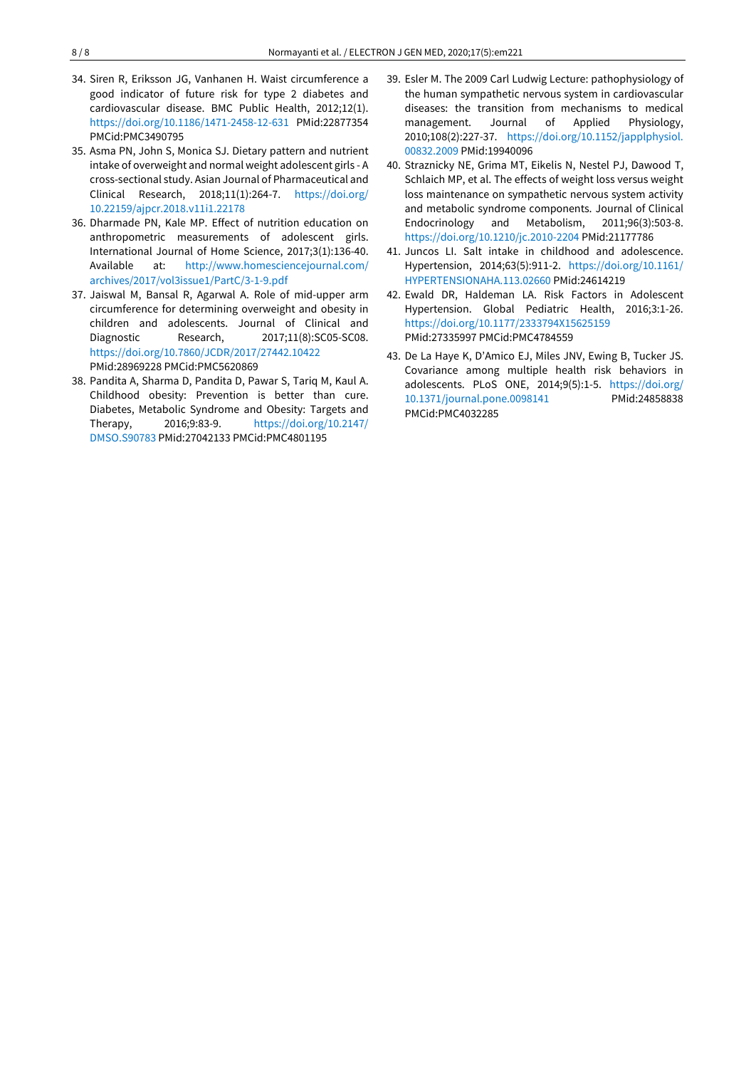34. Siren R, Eriksson JG, Vanhanen H. Waist circumference a good indicator of future risk for type 2 diabetes and cardiovascular disease. BMC Public Health, 2012;12(1). https://doi.org/10.1186/1471-2458-12-631 PMid:22877354 PMCid:PMC3490795
35. Asma PN, John S, Monica SJ. Dietary pattern and nutrient intake of overweight and normal weight adolescent girls - A cross-sectional study. Asian Journal of Pharmaceutical and Clinical Research, 2018;11(1):264-7. https://doi.org/10.22159/ajpcr.2018.v11i1.22178
36. Dharmade PN, Kale MP. Effect of nutrition education on anthropometric measurements of adolescent girls. International Journal of Home Science, 2017;3(1):136-40. Available at: http://www.homesciencejournal.com/archives/2017/vol3issue1/PartC/3-1-9.pdf
37. Jaiswal M, Bansal R, Agarwal A. Role of mid-upper arm circumference for determining overweight and obesity in children and adolescents. Journal of Clinical and Diagnostic Research, 2017;11(8):SC05-SC08. https://doi.org/10.7860/JCDR/2017/27442.10422 PMid:28969228 PMCid:PMC5620869
38. Pandita A, Sharma D, Pandita D, Pawar S, Tariq M, Kaul A. Childhood obesity: Prevention is better than cure. Diabetes, Metabolic Syndrome and Obesity: Targets and Therapy, 2016;9:83-9. https://doi.org/10.2147/DMSO.S90783 PMid:27042133 PMCid:PMC4801195
39. Esler M. The 2009 Carl Ludwig Lecture: pathophysiology of the human sympathetic nervous system in cardiovascular diseases: the transition from mechanisms to medical management. Journal of Applied Physiology, 2010;108(2):227-37. https://doi.org/10.1152/japplphysiol.00832.2009 PMid:19940096
40. Straznicky NE, Grima MT, Eikelis N, Nestel PJ, Dawood T, Schlaich MP, et al. The effects of weight loss versus weight loss maintenance on sympathetic nervous system activity and metabolic syndrome components. Journal of Clinical Endocrinology and Metabolism, 2011;96(3):503-8. https://doi.org/10.1210/jc.2010-2204 PMid:21177786
41. Juncos LI. Salt intake in childhood and adolescence. Hypertension, 2014;63(5):911-2. https://doi.org/10.1161/HYPERTENSIONAHA.113.02660 PMid:24614219
42. Ewald DR, Haldeman LA. Risk Factors in Adolescent Hypertension. Global Pediatric Health, 2016;3:1-26. https://doi.org/10.1177/2333794X15625159 PMid:27335997 PMCid:PMC4784559
43. De La Haye K, D'Amico EJ, Miles JNV, Ewing B, Tucker JS. Covariance among multiple health risk behaviors in adolescents. PLoS ONE, 2014;9(5):1-5. https://doi.org/10.1371/journal.pone.0098141 PMid:24858838 PMCid:PMC4032285